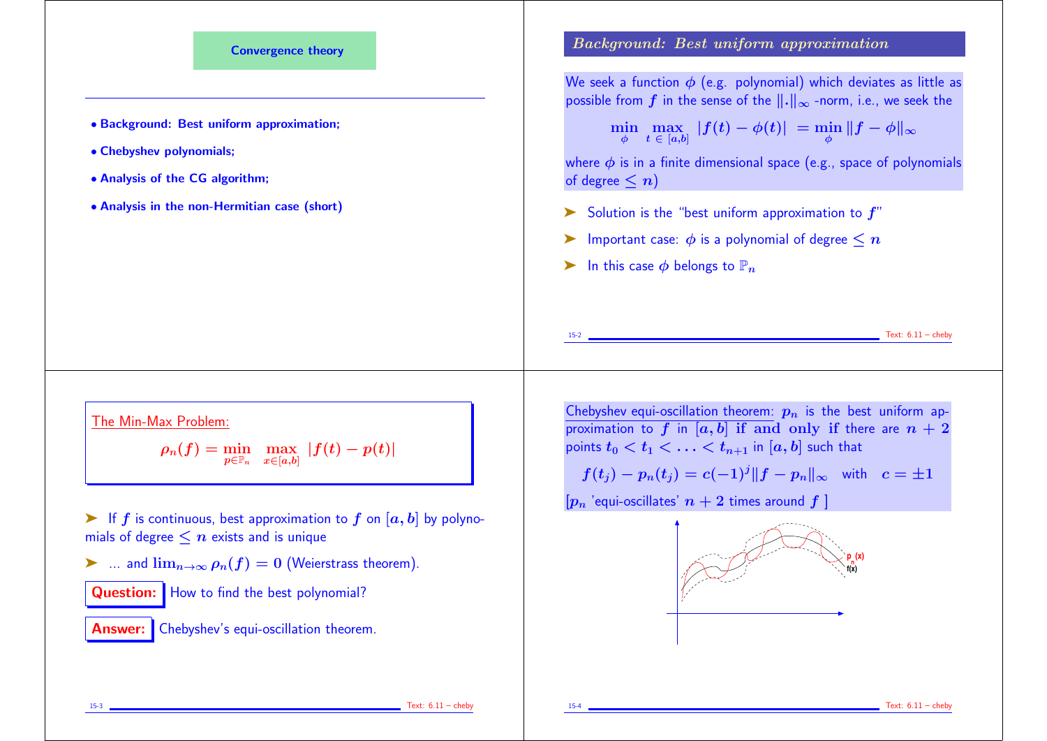## Convergence theory

- **Background: Best uniform approximation;**
- **Chebyshev polynomials;**
- **Analysis of the CG algorithm;**
- **Analysis in the non-Hermitian case (short)**

## *Background: Best uniform approximation*

We seek a function $\phi$ (e.g. polynomial) which deviates as little as possible from $f$ in the sense of the $\|.\|_\infty$ -norm, i.e., we seek the

$$\min_\phi \max_{t \in [a,b]} |f(t) - \phi(t)| = \min_\phi \|f - \phi\|_\infty$$

where $\phi$ is in a finite dimensional space (e.g., space of polynomials of degree $\leq n$)

- Solution is the "best uniform approximation to $f$"
- Important case: $\phi$ is a polynomial of degree $\leq n$
- In this case $\phi$ belongs to $\mathbb{P}_n$

The Min-Max Problem:

$$\rho_n(f) = \min_{p \in \mathbb{P}_n} \max_{x \in [a,b]} |f(t) - p(t)|$$

- If $f$ is continuous, best approximation to $f$ on $[a, b]$ by polynomials of degree $\leq n$ exists and is unique
- ... and $\lim_{n\to\infty} \rho_n(f) = 0$ (Weierstrass theorem).

**Question:** How to find the best polynomial?

**Answer:** Chebyshev's equi-oscillation theorem.

Chebyshev equi-oscillation theorem: $p_n$ is the best uniform approximation to $f$ in $[a, b]$ **if and only if** there are $n + 2$ points $t_0 < t_1 < \ldots < t_{n+1}$ in $[a, b]$ such that

$$f(t_j) - p_n(t_j) = c(-1)^j \|f - p_n\|_\infty \quad \text{with} \quad c = \pm 1$$

[$p_n$ 'equi-oscillates' $n + 2$ times around $f$ ]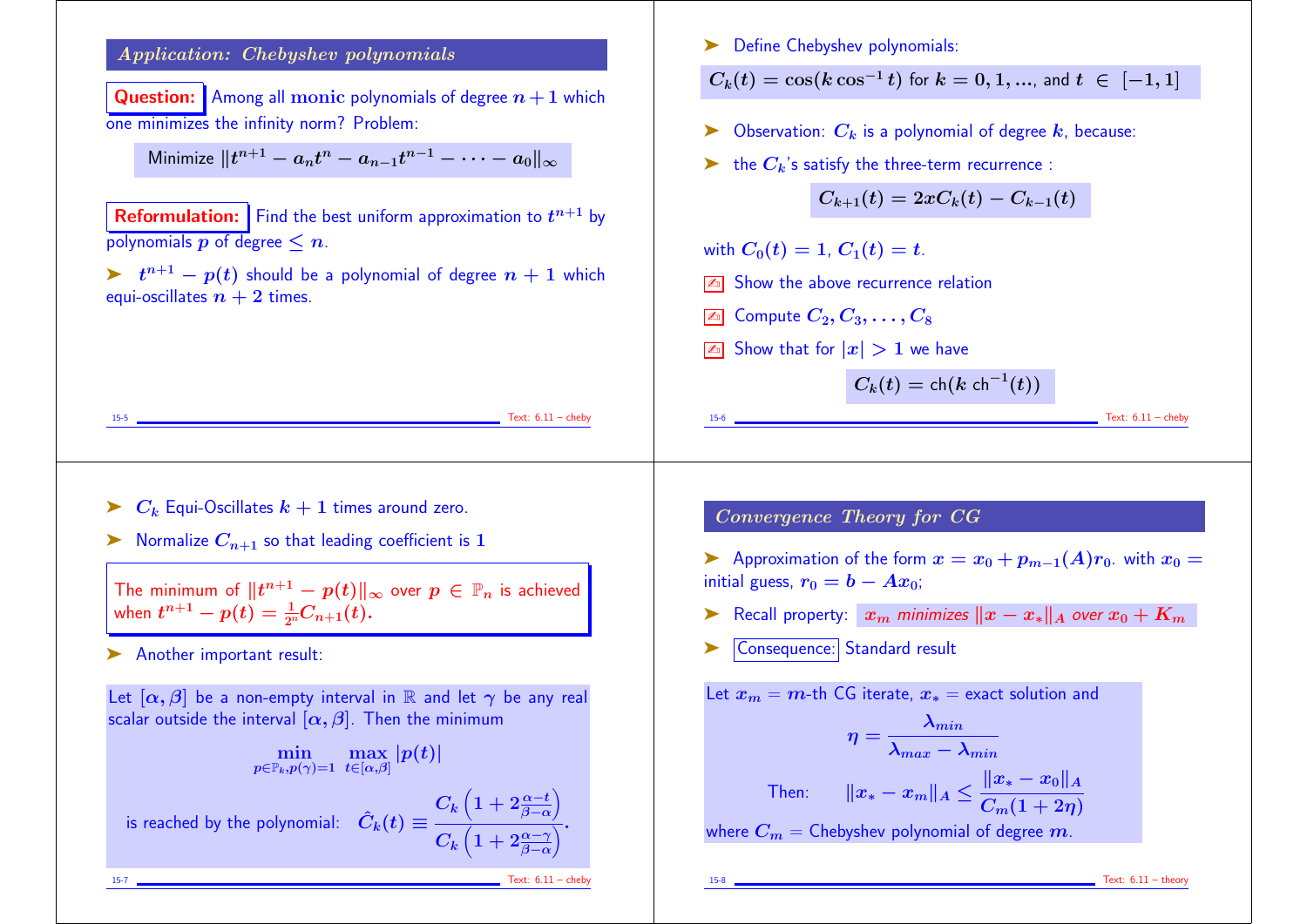## Application: Chebyshev polynomials

**Question:** Among all **monic** polynomials of degree $n+1$ which one minimizes the infinity norm? Problem:

$$\text{Minimize } \|t^{n+1} - a_n t^n - a_{n-1} t^{n-1} - \cdots - a_0\|_\infty$$

**Reformulation:** Find the best uniform approximation to $t^{n+1}$ by polynomials $p$ of degree $\le n$.

- $t^{n+1} - p(t)$ should be a polynomial of degree $n+1$ which equi-oscillates $n+2$ times.

---

- Define Chebyshev polynomials:

$$C_k(t) = \cos(k \cos^{-1} t) \text{ for } k = 0, 1, ..., \text{ and } t \in [-1, 1]$$

- Observation: $C_k$ is a polynomial of degree $k$, because:
- the $C_k$'s satisfy the three-term recurrence :

$$C_{k+1}(t) = 2x C_k(t) - C_{k-1}(t)$$

with $C_0(t) = 1$, $C_1(t) = t$.

- ✍ Show the above recurrence relation
- ✍ Compute $C_2, C_3, \ldots, C_8$
- ✍ Show that for $|x| > 1$ we have

$$C_k(t) = \text{ch}(k \, \text{ch}^{-1}(t))$$

---

- $C_k$ Equi-Oscillates $k+1$ times around zero.
- Normalize $C_{n+1}$ so that leading coefficient is $1$

> The minimum of $\|t^{n+1} - p(t)\|_\infty$ over $p \in \mathbb{P}_n$ is achieved when $t^{n+1} - p(t) = \frac{1}{2^n} C_{n+1}(t)$.

- Another important result:

Let $[\alpha, \beta]$ be a non-empty interval in $\mathbb{R}$ and let $\gamma$ be any real scalar outside the interval $[\alpha, \beta]$. Then the minimum

$$\min_{p \in \mathbb{P}_k, p(\gamma)=1} \ \max_{t \in [\alpha, \beta]} |p(t)|$$

is reached by the polynomial: $\hat{C}_k(t) \equiv \dfrac{C_k\left(1 + 2\frac{\alpha - t}{\beta - \alpha}\right)}{C_k\left(1 + 2\frac{\alpha - \gamma}{\beta - \alpha}\right)}$.

---

## Convergence Theory for CG

- Approximation of the form $x = x_0 + p_{m-1}(A) r_0$. with $x_0 =$ initial guess, $r_0 = b - A x_0$;
- Recall property: *$x_m$ minimizes $\|x - x_*\|_A$ over $x_0 + K_m$*
- Consequence: Standard result

Let $x_m = m$-th CG iterate, $x_* =$ exact solution and

$$\eta = \frac{\lambda_{min}}{\lambda_{max} - \lambda_{min}}$$

Then: $\quad \|x_* - x_m\|_A \le \dfrac{\|x_* - x_0\|_A}{C_m(1 + 2\eta)}$

where $C_m =$ Chebyshev polynomial of degree $m$.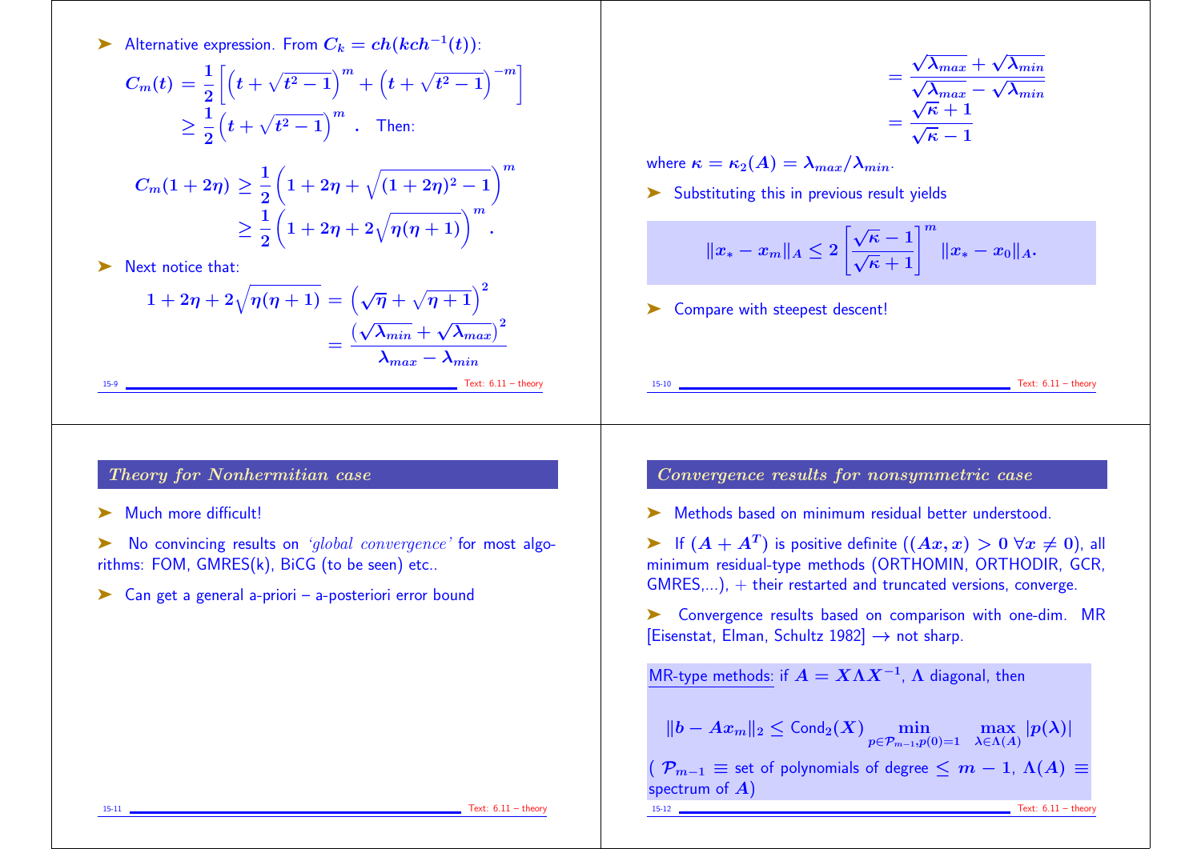➤ Alternative expression. From $C_k = ch(kch^{-1}(t))$:

$$C_m(t) = \frac{1}{2}\left[\left(t+\sqrt{t^2-1}\right)^m + \left(t+\sqrt{t^2-1}\right)^{-m}\right]$$
$$\geq \frac{1}{2}\left(t+\sqrt{t^2-1}\right)^m \ .$$

Then:

$$C_m(1+2\eta) \geq \frac{1}{2}\left(1+2\eta+\sqrt{(1+2\eta)^2-1}\right)^m$$
$$\geq \frac{1}{2}\left(1+2\eta+2\sqrt{\eta(\eta+1)}\right)^m .$$

➤ Next notice that:

$$1+2\eta+2\sqrt{\eta(\eta+1)} = \left(\sqrt{\eta}+\sqrt{\eta+1}\right)^2$$
$$= \frac{\left(\sqrt{\lambda_{min}}+\sqrt{\lambda_{max}}\right)^2}{\lambda_{max}-\lambda_{min}}$$

$$= \frac{\sqrt{\lambda_{max}}+\sqrt{\lambda_{min}}}{\sqrt{\lambda_{max}}-\sqrt{\lambda_{min}}}$$
$$= \frac{\sqrt{\kappa}+1}{\sqrt{\kappa}-1}$$

where $\kappa = \kappa_2(A) = \lambda_{max}/\lambda_{min}$.

➤ Substituting this in previous result yields

$$\|x_* - x_m\|_A \leq 2\left[\frac{\sqrt{\kappa}-1}{\sqrt{\kappa}+1}\right]^m \|x_* - x_0\|_A.$$

➤ Compare with steepest descent!

## *Theory for Nonhermitian case*

➤ Much more difficult!

➤ No convincing results on *'global convergence'* for most algorithms: FOM, GMRES(k), BiCG (to be seen) etc..

➤ Can get a general a-priori – a-posteriori error bound

## *Convergence results for nonsymmetric case*

➤ Methods based on minimum residual better understood.

➤ If $(A + A^T)$ is positive definite ($(Ax, x) > 0 \ \forall x \neq 0$), all minimum residual-type methods (ORTHOMIN, ORTHODIR, GCR, GMRES,...), + their restarted and truncated versions, converge.

➤ Convergence results based on comparison with one-dim. MR [Eisenstat, Elman, Schultz 1982] → not sharp.

MR-type methods: if $A = X\Lambda X^{-1}$, $\Lambda$ diagonal, then

$$\|b - Ax_m\|_2 \leq \text{Cond}_2(X) \min_{p\in\mathcal{P}_{m-1}, p(0)=1} \ \max_{\lambda\in\Lambda(A)} |p(\lambda)|$$

( $\mathcal{P}_{m-1} \equiv$ set of polynomials of degree $\leq m-1$, $\Lambda(A) \equiv$ spectrum of $A$)